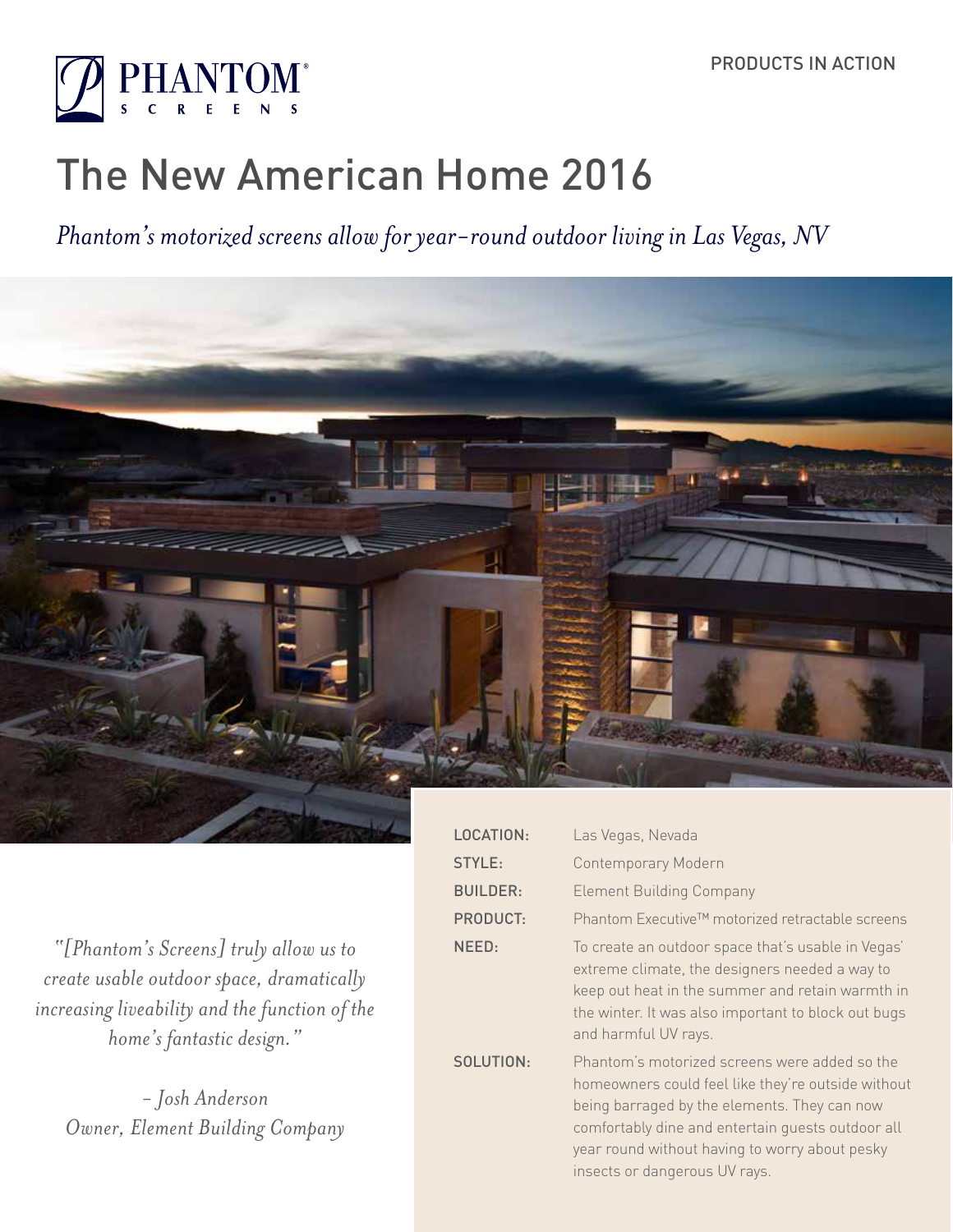PRODUCTS IN ACTION

# The New American Home 2016

*Phantom's motorized screens allow for year-round outdoor living in Las Vegas, NV*

| | |
|---|---|
| LOCATION: | Las Vegas, Nevada |
| STYLE: | Contemporary Modern |
| BUILDER: | Element Building Company |
| PRODUCT: | Phantom Executive™ motorized retractable screens |
| NEED: | To create an outdoor space that's usable in Vegas' extreme climate, the designers needed a way to keep out heat in the summer and retain warmth in the winter. It was also important to block out bugs and harmful UV rays. |
| SOLUTION: | Phantom's motorized screens were added so the homeowners could feel like they're outside without being barraged by the elements. They can now comfortably dine and entertain guests outdoor all year round without having to worry about pesky insects or dangerous UV rays. |

*"[Phantom's Screens] truly allow us to create usable outdoor space, dramatically increasing liveability and the function of the home's fantastic design."*

*– Josh Anderson*
*Owner, Element Building Company*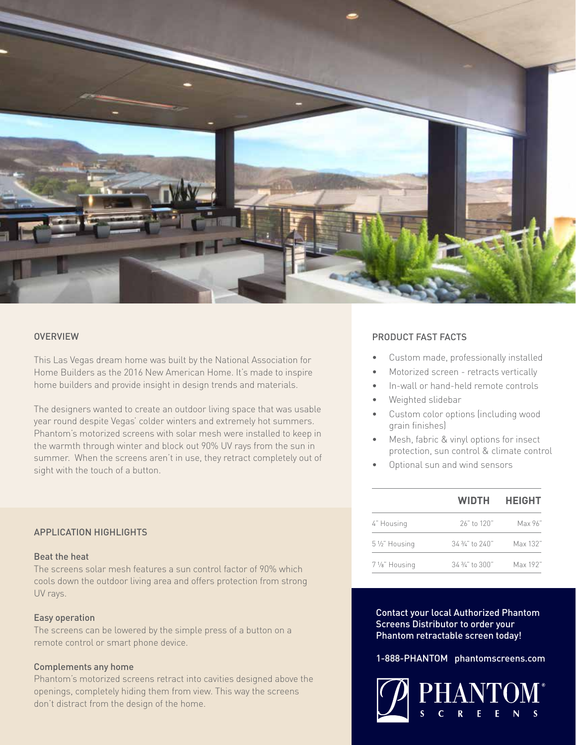## OVERVIEW

This Las Vegas dream home was built by the National Association for Home Builders as the 2016 New American Home. It's made to inspire home builders and provide insight in design trends and materials.

The designers wanted to create an outdoor living space that was usable year round despite Vegas' colder winters and extremely hot summers. Phantom's motorized screens with solar mesh were installed to keep in the warmth through winter and block out 90% UV rays from the sun in summer. When the screens aren't in use, they retract completely out of sight with the touch of a button.

## APPLICATION HIGHLIGHTS

### Beat the heat

The screens solar mesh features a sun control factor of 90% which cools down the outdoor living area and offers protection from strong UV rays.

### Easy operation

The screens can be lowered by the simple press of a button on a remote control or smart phone device.

### Complements any home

Phantom's motorized screens retract into cavities designed above the openings, completely hiding them from view. This way the screens don't distract from the design of the home.

## PRODUCT FAST FACTS

- Custom made, professionally installed
- Motorized screen - retracts vertically
- In-wall or hand-held remote controls
- Weighted slidebar
- Custom color options (including wood grain finishes)
- Mesh, fabric & vinyl options for insect protection, sun control & climate control
- Optional sun and wind sensors

| | **WIDTH** | **HEIGHT** |
|---|---|---|
| 4" Housing | 26" to 120" | Max 96" |
| 5 ½" Housing | 34 ¾" to 240" | Max 132" |
| 7 ⅛" Housing | 34 ¾" to 300" | Max 192" |

**Contact your local Authorized Phantom Screens Distributor to order your Phantom retractable screen today!**

1-888-PHANTOM phantomscreens.com

PHANTOM® SCREENS